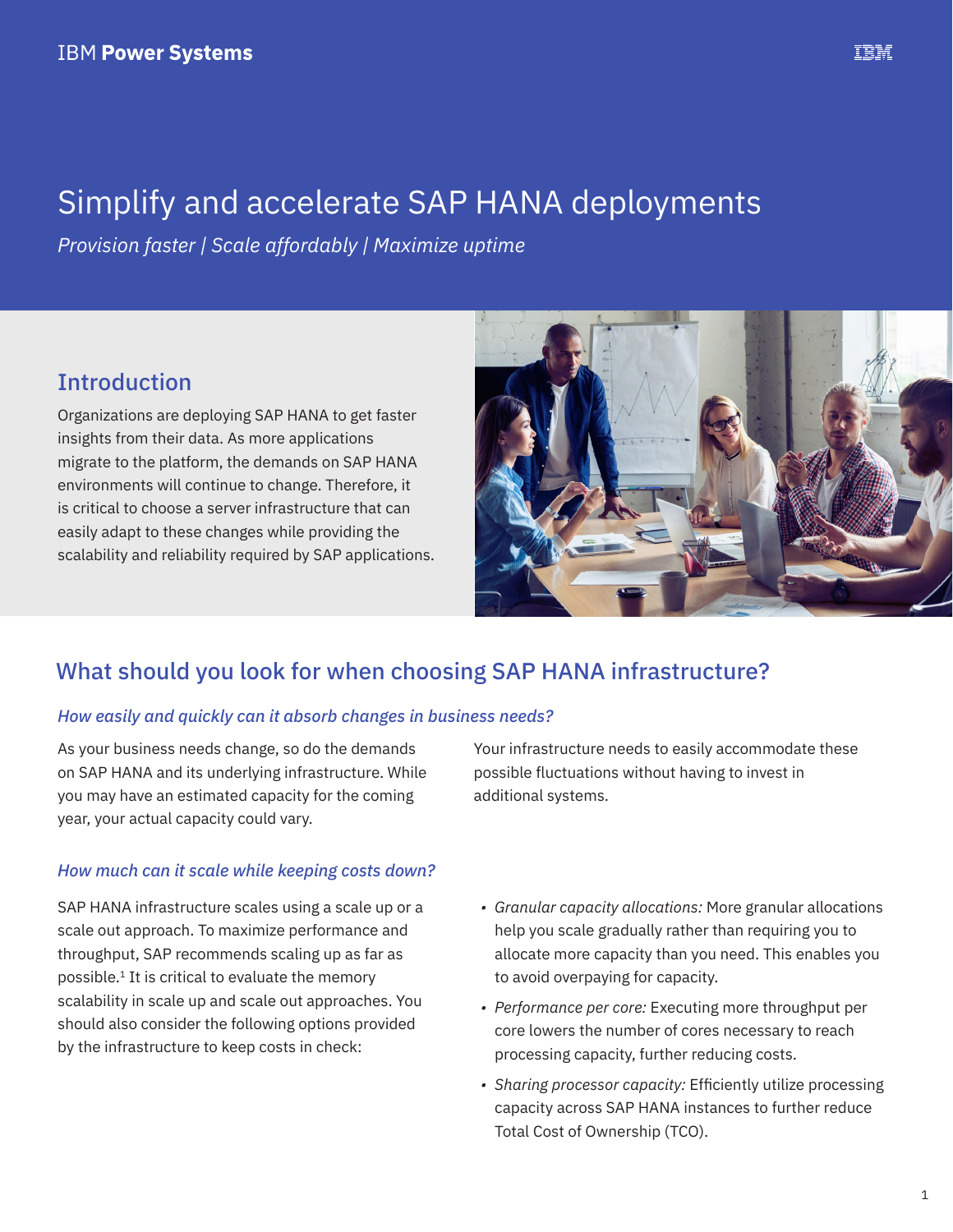IBM **Power Systems**

# Simplify and accelerate SAP HANA deployments

*Provision faster | Scale affordably | Maximize uptime*

## Introduction

Organizations are deploying SAP HANA to get faster insights from their data. As more applications migrate to the platform, the demands on SAP HANA environments will continue to change. Therefore, it is critical to choose a server infrastructure that can easily adapt to these changes while providing the scalability and reliability required by SAP applications.

## What should you look for when choosing SAP HANA infrastructure?

### *How easily and quickly can it absorb changes in business needs?*

As your business needs change, so do the demands on SAP HANA and its underlying infrastructure. While you may have an estimated capacity for the coming year, your actual capacity could vary. Your infrastructure needs to easily accommodate these possible fluctuations without having to invest in additional systems.

### *How much can it scale while keeping costs down?*

SAP HANA infrastructure scales using a scale up or a scale out approach. To maximize performance and throughput, SAP recommends scaling up as far as possible.[1] It is critical to evaluate the memory scalability in scale up and scale out approaches. You should also consider the following options provided by the infrastructure to keep costs in check:

- *Granular capacity allocations:* More granular allocations help you scale gradually rather than requiring you to allocate more capacity than you need. This enables you to avoid overpaying for capacity.
- *Performance per core:* Executing more throughput per core lowers the number of cores necessary to reach processing capacity, further reducing costs.
- *Sharing processor capacity:* Efficiently utilize processing capacity across SAP HANA instances to further reduce Total Cost of Ownership (TCO).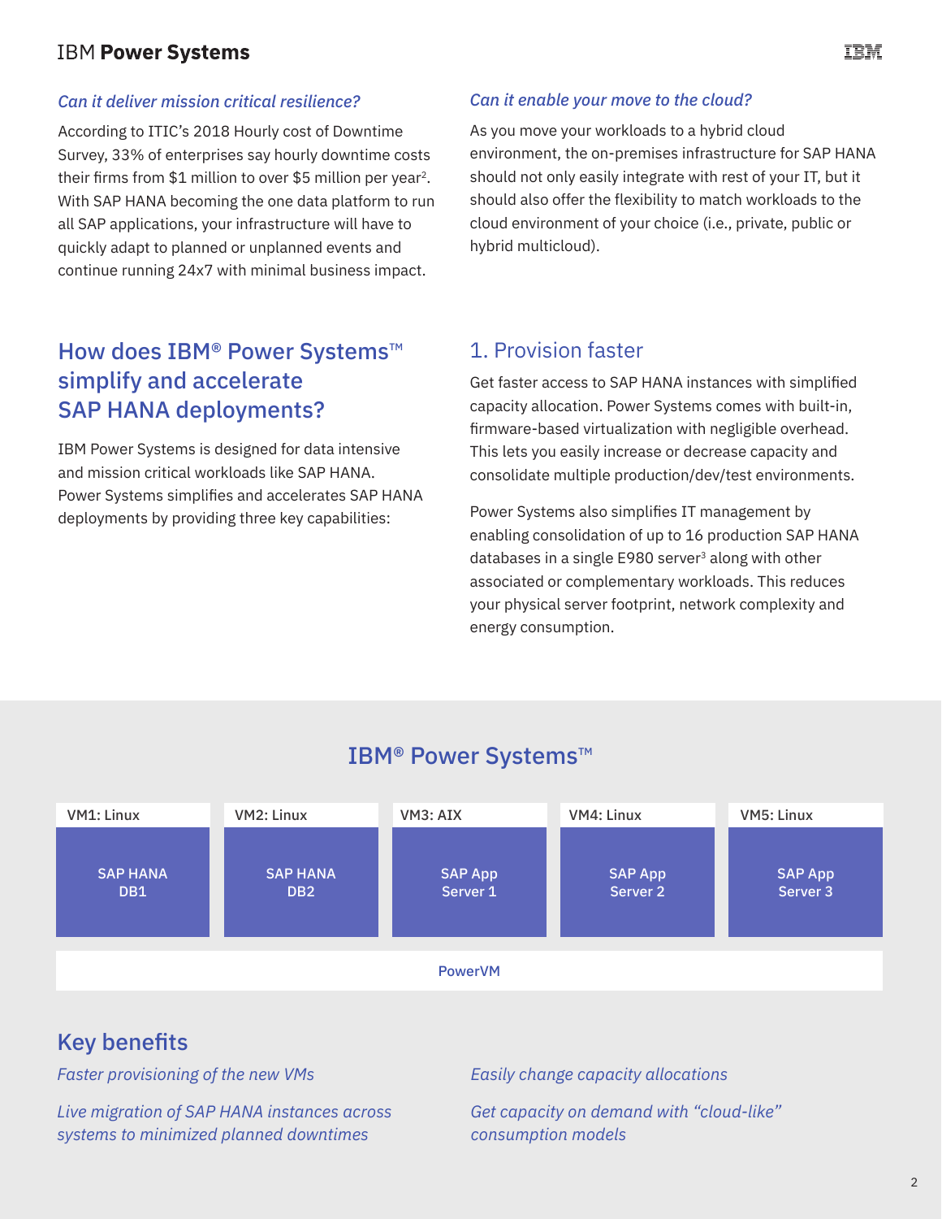### *Can it deliver mission critical resilience?*

According to ITIC's 2018 Hourly cost of Downtime Survey, 33% of enterprises say hourly downtime costs their firms from $1 million to over $5 million per year[2]. With SAP HANA becoming the one data platform to run all SAP applications, your infrastructure will have to quickly adapt to planned or unplanned events and continue running 24x7 with minimal business impact.

### *Can it enable your move to the cloud?*

As you move your workloads to a hybrid cloud environment, the on-premises infrastructure for SAP HANA should not only easily integrate with rest of your IT, but it should also offer the flexibility to match workloads to the cloud environment of your choice (i.e., private, public or hybrid multicloud).

## How does IBM® Power Systems™ simplify and accelerate SAP HANA deployments?

IBM Power Systems is designed for data intensive and mission critical workloads like SAP HANA. Power Systems simplifies and accelerates SAP HANA deployments by providing three key capabilities:

## 1. Provision faster

Get faster access to SAP HANA instances with simplified capacity allocation. Power Systems comes with built-in, firmware-based virtualization with negligible overhead. This lets you easily increase or decrease capacity and consolidate multiple production/dev/test environments.

Power Systems also simplifies IT management by enabling consolidation of up to 16 production SAP HANA databases in a single E980 server[3] along with other associated or complementary workloads. This reduces your physical server footprint, network complexity and energy consumption.

### IBM® Power Systems™

| VM1: Linux | VM2: Linux | VM3: AIX | VM4: Linux | VM5: Linux |
|---|---|---|---|---|
| SAP HANA DB1 | SAP HANA DB2 | SAP App Server 1 | SAP App Server 2 | SAP App Server 3 |
| PowerVM | | | | |

## Key benefits

*Faster provisioning of the new VMs*

*Live migration of SAP HANA instances across systems to minimized planned downtimes*

*Easily change capacity allocations*

*Get capacity on demand with "cloud-like" consumption models*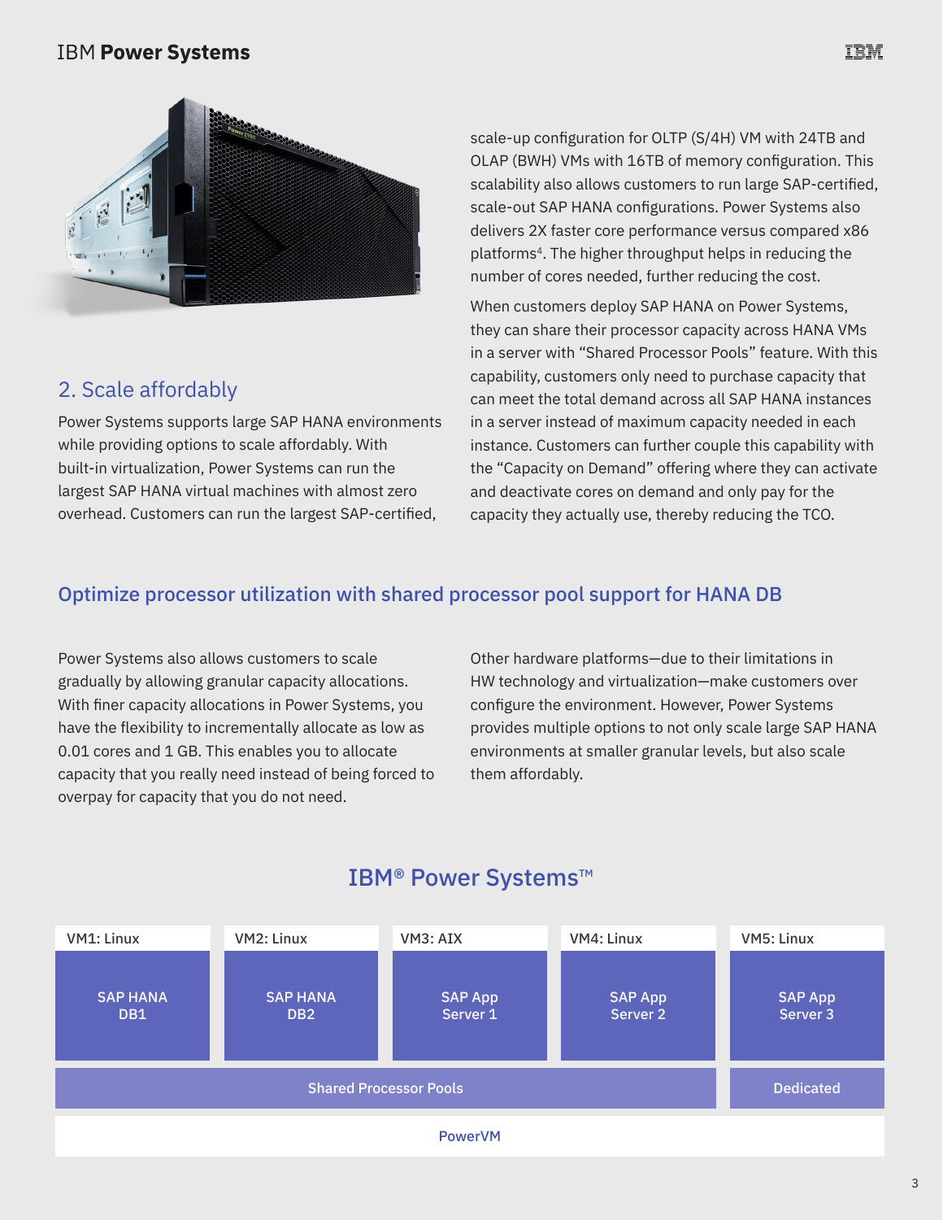## 2. Scale affordably

Power Systems supports large SAP HANA environments while providing options to scale affordably. With built-in virtualization, Power Systems can run the largest SAP HANA virtual machines with almost zero overhead. Customers can run the largest SAP-certified, scale-up configuration for OLTP (S/4H) VM with 24TB and OLAP (BWH) VMs with 16TB of memory configuration. This scalability also allows customers to run large SAP-certified, scale-out SAP HANA configurations. Power Systems also delivers 2X faster core performance versus compared x86 platforms[4]. The higher throughput helps in reducing the number of cores needed, further reducing the cost.

When customers deploy SAP HANA on Power Systems, they can share their processor capacity across HANA VMs in a server with "Shared Processor Pools" feature. With this capability, customers only need to purchase capacity that can meet the total demand across all SAP HANA instances in a server instead of maximum capacity needed in each instance. Customers can further couple this capability with the "Capacity on Demand" offering where they can activate and deactivate cores on demand and only pay for the capacity they actually use, thereby reducing the TCO.

## Optimize processor utilization with shared processor pool support for HANA DB

Power Systems also allows customers to scale gradually by allowing granular capacity allocations. With finer capacity allocations in Power Systems, you have the flexibility to incrementally allocate as low as 0.01 cores and 1 GB. This enables you to allocate capacity that you really need instead of being forced to overpay for capacity that you do not need.

Other hardware platforms—due to their limitations in HW technology and virtualization—make customers over configure the environment. However, Power Systems provides multiple options to not only scale large SAP HANA environments at smaller granular levels, but also scale them affordably.

### IBM® Power Systems™

| VM1: Linux | VM2: Linux | VM3: AIX | VM4: Linux | VM5: Linux |
|---|---|---|---|---|
| SAP HANA DB1 | SAP HANA DB2 | SAP App Server 1 | SAP App Server 2 | SAP App Server 3 |
| Shared Processor Pools | | | | Dedicated |
| PowerVM | | | | |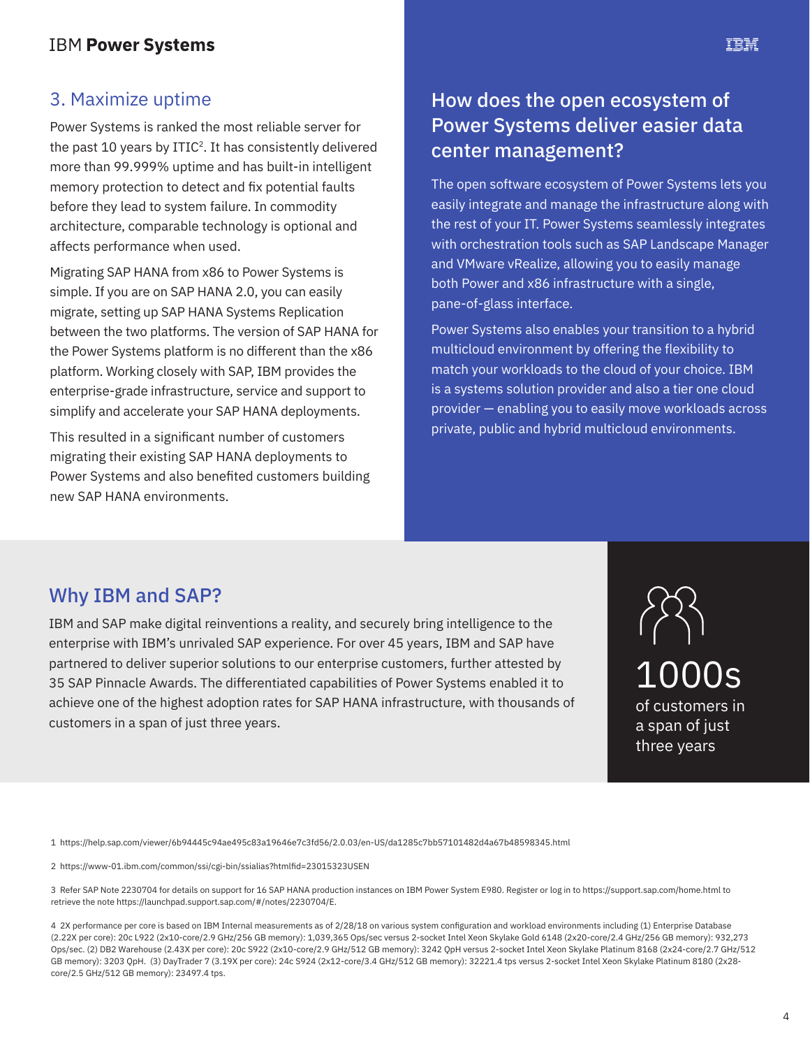## 3. Maximize uptime

Power Systems is ranked the most reliable server for the past 10 years by ITIC[2]. It has consistently delivered more than 99.999% uptime and has built-in intelligent memory protection to detect and fix potential faults before they lead to system failure. In commodity architecture, comparable technology is optional and affects performance when used.

Migrating SAP HANA from x86 to Power Systems is simple. If you are on SAP HANA 2.0, you can easily migrate, setting up SAP HANA Systems Replication between the two platforms. The version of SAP HANA for the Power Systems platform is no different than the x86 platform. Working closely with SAP, IBM provides the enterprise-grade infrastructure, service and support to simplify and accelerate your SAP HANA deployments.

This resulted in a significant number of customers migrating their existing SAP HANA deployments to Power Systems and also benefited customers building new SAP HANA environments.

## How does the open ecosystem of Power Systems deliver easier data center management?

The open software ecosystem of Power Systems lets you easily integrate and manage the infrastructure along with the rest of your IT. Power Systems seamlessly integrates with orchestration tools such as SAP Landscape Manager and VMware vRealize, allowing you to easily manage both Power and x86 infrastructure with a single, pane-of-glass interface.

Power Systems also enables your transition to a hybrid multicloud environment by offering the flexibility to match your workloads to the cloud of your choice. IBM is a systems solution provider and also a tier one cloud provider — enabling you to easily move workloads across private, public and hybrid multicloud environments.

## Why IBM and SAP?

IBM and SAP make digital reinventions a reality, and securely bring intelligence to the enterprise with IBM's unrivaled SAP experience. For over 45 years, IBM and SAP have partnered to deliver superior solutions to our enterprise customers, further attested by 35 SAP Pinnacle Awards. The differentiated capabilities of Power Systems enabled it to achieve one of the highest adoption rates for SAP HANA infrastructure, with thousands of customers in a span of just three years.

**1000s**

of customers in a span of just three years

1 https://help.sap.com/viewer/6b94445c94ae495c83a19646e7c3fd56/2.0.03/en-US/da1285c7bb57101482d4a67b48598345.html

2 https://www-01.ibm.com/common/ssi/cgi-bin/ssialias?htmlfid=23015323USEN

3 Refer SAP Note 2230704 for details on support for 16 SAP HANA production instances on IBM Power System E980. Register or log in to https://support.sap.com/home.html to retrieve the note https://launchpad.support.sap.com/#/notes/2230704/E.

4 2X performance per core is based on IBM Internal measurements as of 2/28/18 on various system configuration and workload environments including (1) Enterprise Database (2.22X per core): 20c L922 (2x10-core/2.9 GHz/256 GB memory): 1,039,365 Ops/sec versus 2-socket Intel Xeon Skylake Gold 6148 (2x20-core/2.4 GHz/256 GB memory): 932,273 Ops/sec. (2) DB2 Warehouse (2.43X per core): 20c S922 (2x10-core/2.9 GHz/512 GB memory): 3242 QpH versus 2-socket Intel Xeon Skylake Platinum 8168 (2x24-core/2.7 GHz/512 GB memory): 3203 QpH. (3) DayTrader 7 (3.19X per core): 24c S924 (2x12-core/3.4 GHz/512 GB memory): 32221.4 tps versus 2-socket Intel Xeon Skylake Platinum 8180 (2x28-core/2.5 GHz/512 GB memory): 23497.4 tps.